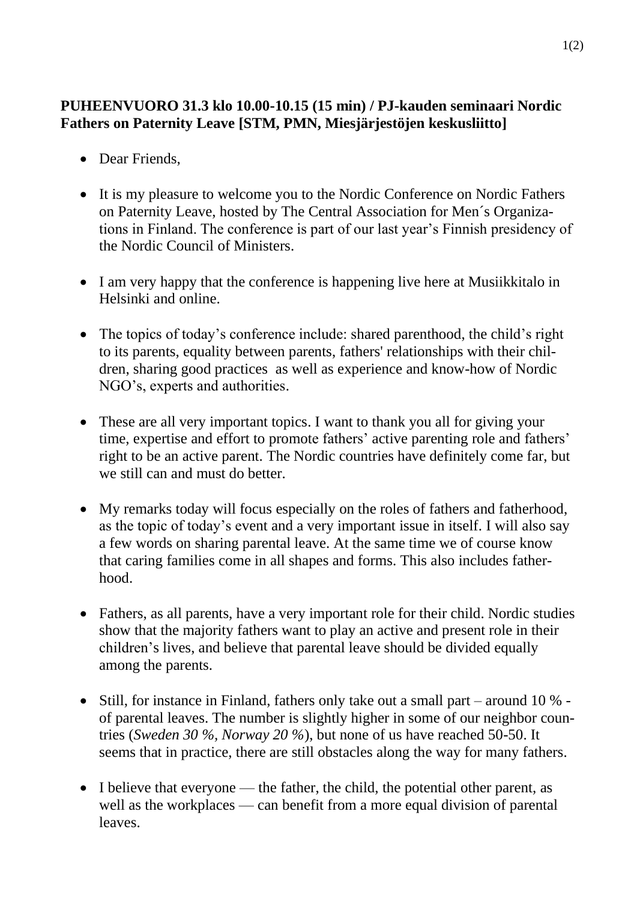**PUHEENVUORO 31.3 klo 10.00-10.15 (15 min) / PJ-kauden seminaari Nordic Fathers on Paternity Leave [STM, PMN, Miesjärjestöjen keskusliitto]**

- Dear Friends,

- It is my pleasure to welcome you to the Nordic Conference on Nordic Fathers on Paternity Leave, hosted by The Central Association for Men´s Organizations in Finland. The conference is part of our last year's Finnish presidency of the Nordic Council of Ministers.

- I am very happy that the conference is happening live here at Musiikkitalo in Helsinki and online.

- The topics of today's conference include: shared parenthood, the child's right to its parents, equality between parents, fathers' relationships with their children, sharing good practices as well as experience and know-how of Nordic NGO's, experts and authorities.

- These are all very important topics. I want to thank you all for giving your time, expertise and effort to promote fathers' active parenting role and fathers' right to be an active parent. The Nordic countries have definitely come far, but we still can and must do better.

- My remarks today will focus especially on the roles of fathers and fatherhood, as the topic of today's event and a very important issue in itself. I will also say a few words on sharing parental leave. At the same time we of course know that caring families come in all shapes and forms. This also includes fatherhood.

- Fathers, as all parents, have a very important role for their child. Nordic studies show that the majority fathers want to play an active and present role in their children's lives, and believe that parental leave should be divided equally among the parents.

- Still, for instance in Finland, fathers only take out a small part – around 10 % - of parental leaves. The number is slightly higher in some of our neighbor countries (*Sweden 30 %, Norway 20 %*), but none of us have reached 50-50. It seems that in practice, there are still obstacles along the way for many fathers.

- I believe that everyone — the father, the child, the potential other parent, as well as the workplaces — can benefit from a more equal division of parental leaves.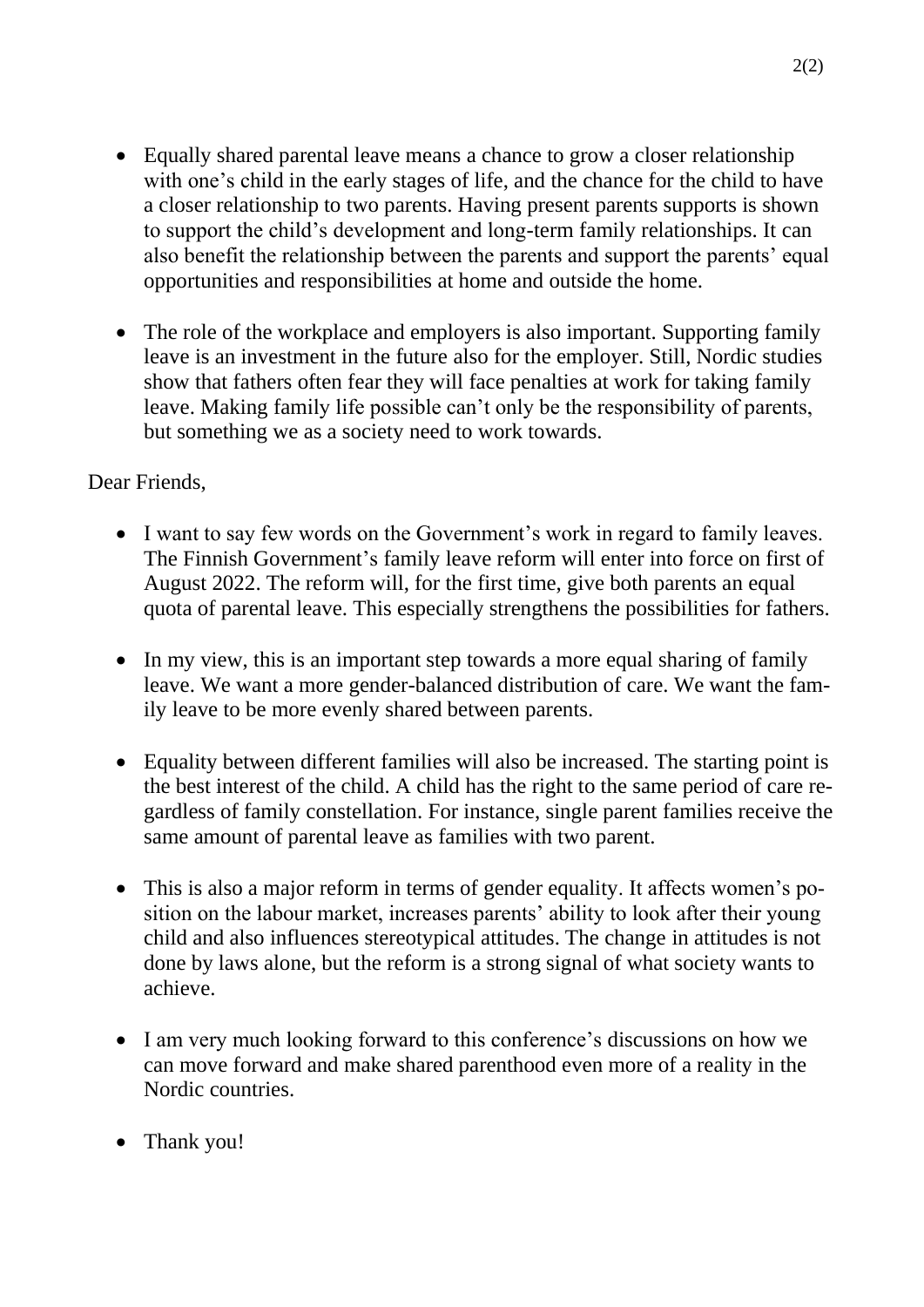- Equally shared parental leave means a chance to grow a closer relationship with one's child in the early stages of life, and the chance for the child to have a closer relationship to two parents. Having present parents supports is shown to support the child's development and long-term family relationships. It can also benefit the relationship between the parents and support the parents' equal opportunities and responsibilities at home and outside the home.

- The role of the workplace and employers is also important. Supporting family leave is an investment in the future also for the employer. Still, Nordic studies show that fathers often fear they will face penalties at work for taking family leave. Making family life possible can't only be the responsibility of parents, but something we as a society need to work towards.

Dear Friends,

- I want to say few words on the Government's work in regard to family leaves. The Finnish Government's family leave reform will enter into force on first of August 2022. The reform will, for the first time, give both parents an equal quota of parental leave. This especially strengthens the possibilities for fathers.

- In my view, this is an important step towards a more equal sharing of family leave. We want a more gender-balanced distribution of care. We want the family leave to be more evenly shared between parents.

- Equality between different families will also be increased. The starting point is the best interest of the child. A child has the right to the same period of care regardless of family constellation. For instance, single parent families receive the same amount of parental leave as families with two parent.

- This is also a major reform in terms of gender equality. It affects women's position on the labour market, increases parents' ability to look after their young child and also influences stereotypical attitudes. The change in attitudes is not done by laws alone, but the reform is a strong signal of what society wants to achieve.

- I am very much looking forward to this conference's discussions on how we can move forward and make shared parenthood even more of a reality in the Nordic countries.

- Thank you!